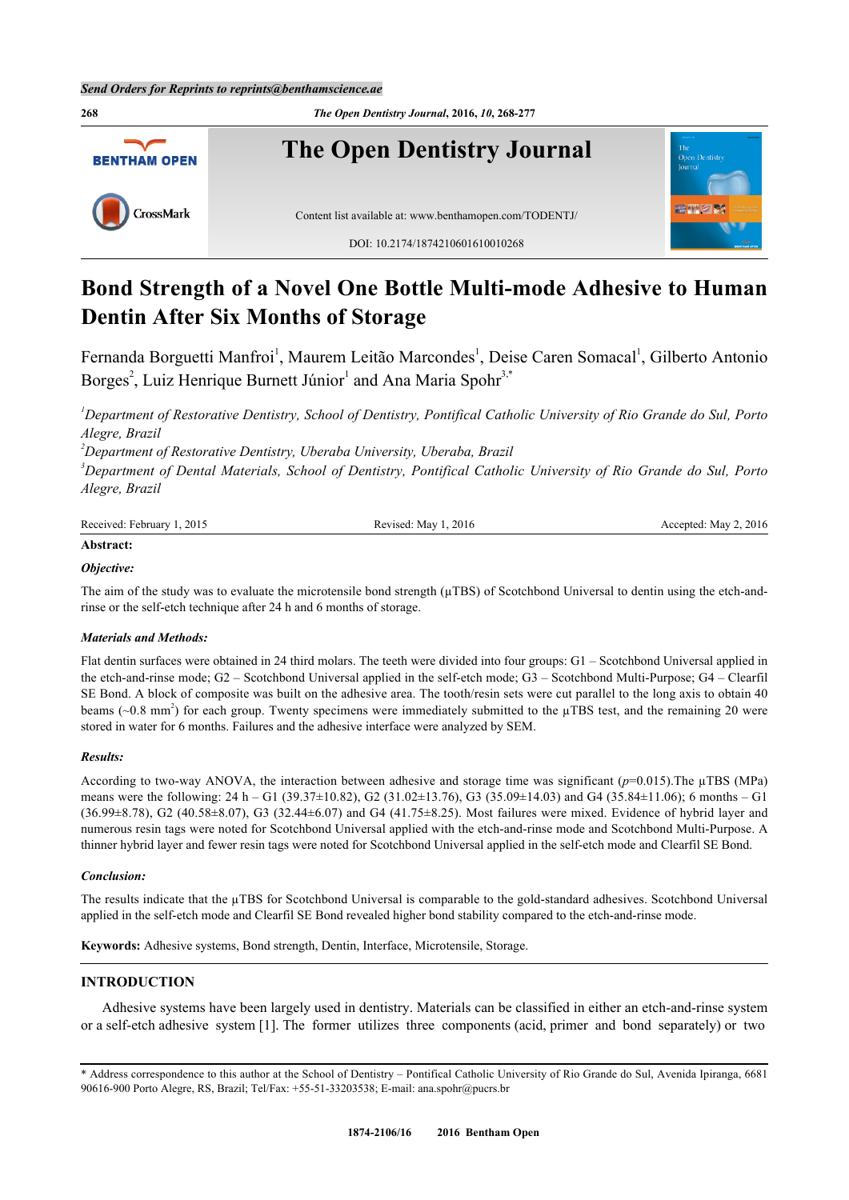# Bond Strength of a Novel One Bottle Multi-mode Adhesive to Human Dentin After Six Months of Storage

Fernanda Borguetti Manfroi[1], Maurem Leitão Marcondes[1], Deise Caren Somacal[1], Gilberto Antonio Borges[2], Luiz Henrique Burnett Júnior[1] and Ana Maria Spohr[3,*]

[1]*Department of Restorative Dentistry, School of Dentistry, Pontifical Catholic University of Rio Grande do Sul, Porto Alegre, Brazil*

[2]*Department of Restorative Dentistry, Uberaba University, Uberaba, Brazil*

[3]*Department of Dental Materials, School of Dentistry, Pontifical Catholic University of Rio Grande do Sul, Porto Alegre, Brazil*

Received: February 1, 2015 Revised: May 1, 2016 Accepted: May 2, 2016

**Abstract:**

***Objective:***

The aim of the study was to evaluate the microtensile bond strength (µTBS) of Scotchbond Universal to dentin using the etch-and-rinse or the self-etch technique after 24 h and 6 months of storage.

***Materials and Methods:***

Flat dentin surfaces were obtained in 24 third molars. The teeth were divided into four groups: G1 – Scotchbond Universal applied in the etch-and-rinse mode; G2 – Scotchbond Universal applied in the self-etch mode; G3 – Scotchbond Multi-Purpose; G4 – Clearfil SE Bond. A block of composite was built on the adhesive area. The tooth/resin sets were cut parallel to the long axis to obtain 40 beams (~0.8 mm$^2$) for each group. Twenty specimens were immediately submitted to the µTBS test, and the remaining 20 were stored in water for 6 months. Failures and the adhesive interface were analyzed by SEM.

***Results:***

According to two-way ANOVA, the interaction between adhesive and storage time was significant ($p$=0.015).The µTBS (MPa) means were the following: 24 h – G1 (39.37±10.82), G2 (31.02±13.76), G3 (35.09±14.03) and G4 (35.84±11.06); 6 months – G1 (36.99±8.78), G2 (40.58±8.07), G3 (32.44±6.07) and G4 (41.75±8.25). Most failures were mixed. Evidence of hybrid layer and numerous resin tags were noted for Scotchbond Universal applied with the etch-and-rinse mode and Scotchbond Multi-Purpose. A thinner hybrid layer and fewer resin tags were noted for Scotchbond Universal applied in the self-etch mode and Clearfil SE Bond.

***Conclusion:***

The results indicate that the µTBS for Scotchbond Universal is comparable to the gold-standard adhesives. Scotchbond Universal applied in the self-etch mode and Clearfil SE Bond revealed higher bond stability compared to the etch-and-rinse mode.

**Keywords:** Adhesive systems, Bond strength, Dentin, Interface, Microtensile, Storage.

## INTRODUCTION

Adhesive systems have been largely used in dentistry. Materials can be classified in either an etch-and-rinse system or a self-etch adhesive system [1]. The former utilizes three components (acid, primer and bond separately) or two

\* Address correspondence to this author at the School of Dentistry – Pontifical Catholic University of Rio Grande do Sul, Avenida Ipiranga, 6681 90616-900 Porto Alegre, RS, Brazil; Tel/Fax: +55-51-33203538; E-mail: ana.spohr@pucrs.br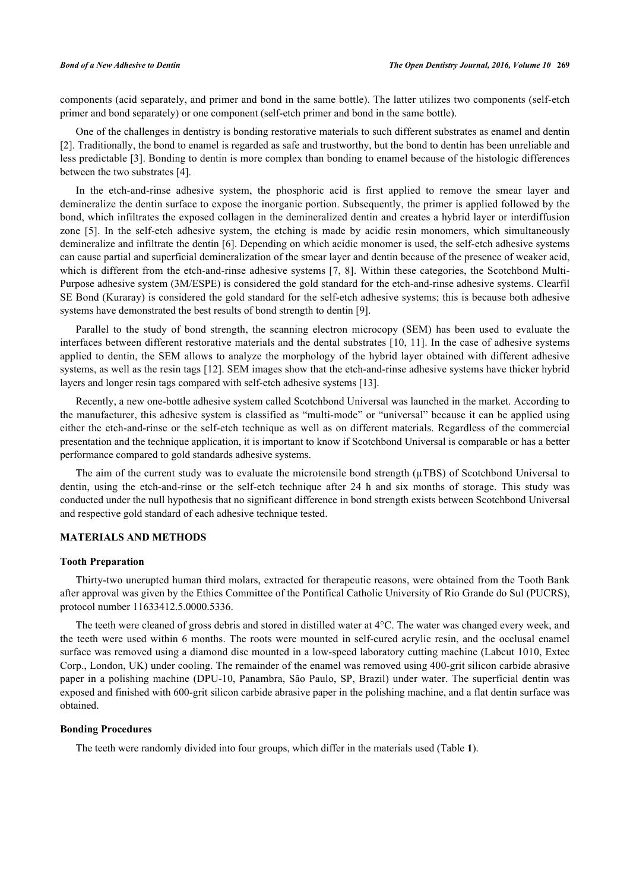components (acid separately, and primer and bond in the same bottle). The latter utilizes two components (self-etch primer and bond separately) or one component (self-etch primer and bond in the same bottle).

One of the challenges in dentistry is bonding restorative materials to such different substrates as enamel and dentin [2]. Traditionally, the bond to enamel is regarded as safe and trustworthy, but the bond to dentin has been unreliable and less predictable [3]. Bonding to dentin is more complex than bonding to enamel because of the histologic differences between the two substrates [4].

In the etch-and-rinse adhesive system, the phosphoric acid is first applied to remove the smear layer and demineralize the dentin surface to expose the inorganic portion. Subsequently, the primer is applied followed by the bond, which infiltrates the exposed collagen in the demineralized dentin and creates a hybrid layer or interdiffusion zone [5]. In the self-etch adhesive system, the etching is made by acidic resin monomers, which simultaneously demineralize and infiltrate the dentin [6]. Depending on which acidic monomer is used, the self-etch adhesive systems can cause partial and superficial demineralization of the smear layer and dentin because of the presence of weaker acid, which is different from the etch-and-rinse adhesive systems [7, 8]. Within these categories, the Scotchbond Multi-Purpose adhesive system (3M/ESPE) is considered the gold standard for the etch-and-rinse adhesive systems. Clearfil SE Bond (Kuraray) is considered the gold standard for the self-etch adhesive systems; this is because both adhesive systems have demonstrated the best results of bond strength to dentin [9].

Parallel to the study of bond strength, the scanning electron microcopy (SEM) has been used to evaluate the interfaces between different restorative materials and the dental substrates [10, 11]. In the case of adhesive systems applied to dentin, the SEM allows to analyze the morphology of the hybrid layer obtained with different adhesive systems, as well as the resin tags [12]. SEM images show that the etch-and-rinse adhesive systems have thicker hybrid layers and longer resin tags compared with self-etch adhesive systems [13].

Recently, a new one-bottle adhesive system called Scotchbond Universal was launched in the market. According to the manufacturer, this adhesive system is classified as "multi-mode" or "universal" because it can be applied using either the etch-and-rinse or the self-etch technique as well as on different materials. Regardless of the commercial presentation and the technique application, it is important to know if Scotchbond Universal is comparable or has a better performance compared to gold standards adhesive systems.

The aim of the current study was to evaluate the microtensile bond strength (μTBS) of Scotchbond Universal to dentin, using the etch-and-rinse or the self-etch technique after 24 h and six months of storage. This study was conducted under the null hypothesis that no significant difference in bond strength exists between Scotchbond Universal and respective gold standard of each adhesive technique tested.

## MATERIALS AND METHODS

### Tooth Preparation

Thirty-two unerupted human third molars, extracted for therapeutic reasons, were obtained from the Tooth Bank after approval was given by the Ethics Committee of the Pontifical Catholic University of Rio Grande do Sul (PUCRS), protocol number 11633412.5.0000.5336.

The teeth were cleaned of gross debris and stored in distilled water at 4°C. The water was changed every week, and the teeth were used within 6 months. The roots were mounted in self-cured acrylic resin, and the occlusal enamel surface was removed using a diamond disc mounted in a low-speed laboratory cutting machine (Labcut 1010, Extec Corp., London, UK) under cooling. The remainder of the enamel was removed using 400-grit silicon carbide abrasive paper in a polishing machine (DPU-10, Panambra, São Paulo, SP, Brazil) under water. The superficial dentin was exposed and finished with 600-grit silicon carbide abrasive paper in the polishing machine, and a flat dentin surface was obtained.

### Bonding Procedures

The teeth were randomly divided into four groups, which differ in the materials used (Table **1**).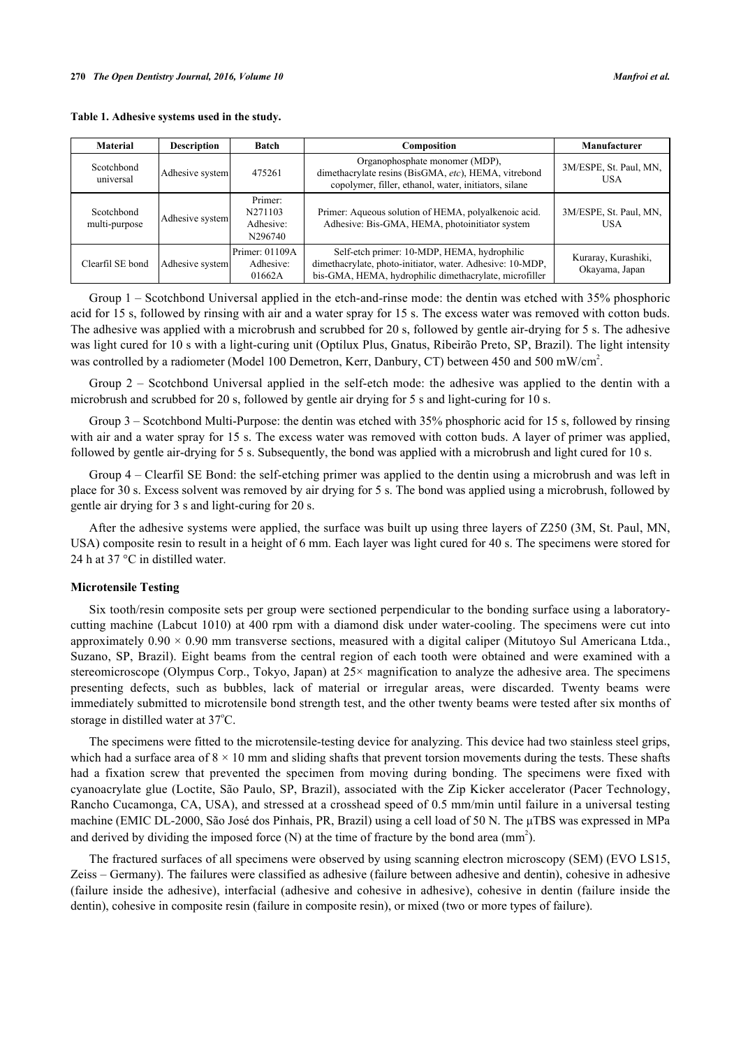**Table 1. Adhesive systems used in the study.**

| Material | Description | Batch | Composition | Manufacturer |
|---|---|---|---|---|
| Scotchbond universal | Adhesive system | 475261 | Organophosphate monomer (MDP), dimethacrylate resins (BisGMA, *etc*), HEMA, vitrebond copolymer, filler, ethanol, water, initiators, silane | 3M/ESPE, St. Paul, MN, USA |
| Scotchbond multi-purpose | Adhesive system | Primer: N271103 Adhesive: N296740 | Primer: Aqueous solution of HEMA, polyalkenoic acid. Adhesive: Bis-GMA, HEMA, photoinitiator system | 3M/ESPE, St. Paul, MN, USA |
| Clearfil SE bond | Adhesive system | Primer: 01109A Adhesive: 01662A | Self-etch primer: 10-MDP, HEMA, hydrophilic dimethacrylate, photo-initiator, water. Adhesive: 10-MDP, bis-GMA, HEMA, hydrophilic dimethacrylate, microfiller | Kuraray, Kurashiki, Okayama, Japan |

Group 1 – Scotchbond Universal applied in the etch-and-rinse mode: the dentin was etched with 35% phosphoric acid for 15 s, followed by rinsing with air and a water spray for 15 s. The excess water was removed with cotton buds. The adhesive was applied with a microbrush and scrubbed for 20 s, followed by gentle air-drying for 5 s. The adhesive was light cured for 10 s with a light-curing unit (Optilux Plus, Gnatus, Ribeirão Preto, SP, Brazil). The light intensity was controlled by a radiometer (Model 100 Demetron, Kerr, Danbury, CT) between 450 and 500 mW/cm$^2$.

Group 2 – Scotchbond Universal applied in the self-etch mode: the adhesive was applied to the dentin with a microbrush and scrubbed for 20 s, followed by gentle air drying for 5 s and light-curing for 10 s.

Group 3 – Scotchbond Multi-Purpose: the dentin was etched with 35% phosphoric acid for 15 s, followed by rinsing with air and a water spray for 15 s. The excess water was removed with cotton buds. A layer of primer was applied, followed by gentle air-drying for 5 s. Subsequently, the bond was applied with a microbrush and light cured for 10 s.

Group 4 – Clearfil SE Bond: the self-etching primer was applied to the dentin using a microbrush and was left in place for 30 s. Excess solvent was removed by air drying for 5 s. The bond was applied using a microbrush, followed by gentle air drying for 3 s and light-curing for 20 s.

After the adhesive systems were applied, the surface was built up using three layers of Z250 (3M, St. Paul, MN, USA) composite resin to result in a height of 6 mm. Each layer was light cured for 40 s. The specimens were stored for 24 h at 37 °C in distilled water.

### Microtensile Testing

Six tooth/resin composite sets per group were sectioned perpendicular to the bonding surface using a laboratory-cutting machine (Labcut 1010) at 400 rpm with a diamond disk under water-cooling. The specimens were cut into approximately $0.90 \times 0.90$ mm transverse sections, measured with a digital caliper (Mitutoyo Sul Americana Ltda., Suzano, SP, Brazil). Eight beams from the central region of each tooth were obtained and were examined with a stereomicroscope (Olympus Corp., Tokyo, Japan) at 25× magnification to analyze the adhesive area. The specimens presenting defects, such as bubbles, lack of material or irregular areas, were discarded. Twenty beams were immediately submitted to microtensile bond strength test, and the other twenty beams were tested after six months of storage in distilled water at 37°C.

The specimens were fitted to the microtensile-testing device for analyzing. This device had two stainless steel grips, which had a surface area of $8 \times 10$ mm and sliding shafts that prevent torsion movements during the tests. These shafts had a fixation screw that prevented the specimen from moving during bonding. The specimens were fixed with cyanoacrylate glue (Loctite, São Paulo, SP, Brazil), associated with the Zip Kicker accelerator (Pacer Technology, Rancho Cucamonga, CA, USA), and stressed at a crosshead speed of 0.5 mm/min until failure in a universal testing machine (EMIC DL-2000, São José dos Pinhais, PR, Brazil) using a cell load of 50 N. The μTBS was expressed in MPa and derived by dividing the imposed force (N) at the time of fracture by the bond area (mm$^2$).

The fractured surfaces of all specimens were observed by using scanning electron microscopy (SEM) (EVO LS15, Zeiss – Germany). The failures were classified as adhesive (failure between adhesive and dentin), cohesive in adhesive (failure inside the adhesive), interfacial (adhesive and cohesive in adhesive), cohesive in dentin (failure inside the dentin), cohesive in composite resin (failure in composite resin), or mixed (two or more types of failure).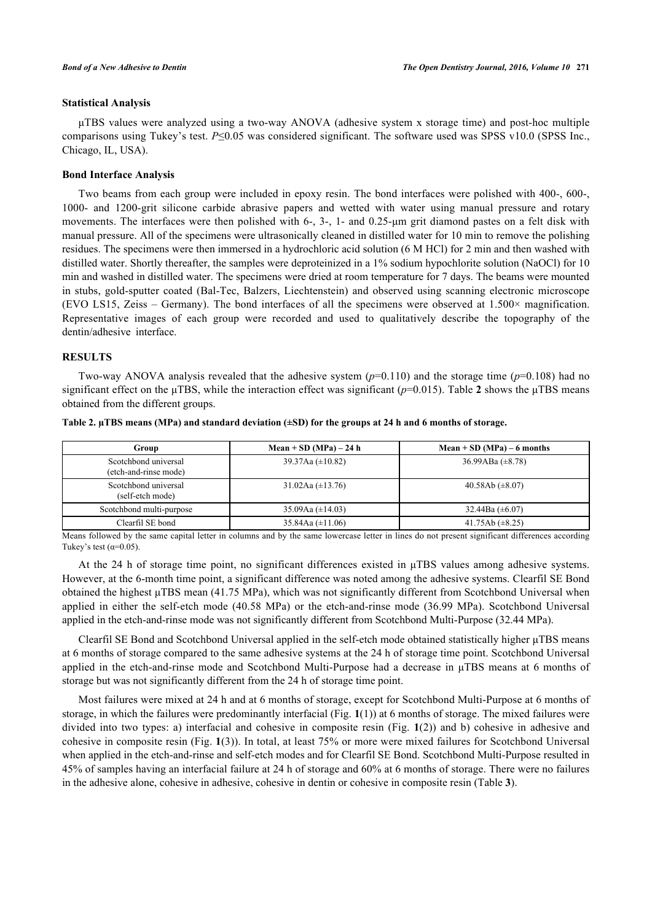### Statistical Analysis

μTBS values were analyzed using a two-way ANOVA (adhesive system x storage time) and post-hoc multiple comparisons using Tukey's test. $P \leq 0.05$ was considered significant. The software used was SPSS v10.0 (SPSS Inc., Chicago, IL, USA).

### Bond Interface Analysis

Two beams from each group were included in epoxy resin. The bond interfaces were polished with 400-, 600-, 1000- and 1200-grit silicone carbide abrasive papers and wetted with water using manual pressure and rotary movements. The interfaces were then polished with 6-, 3-, 1- and 0.25-μm grit diamond pastes on a felt disk with manual pressure. All of the specimens were ultrasonically cleaned in distilled water for 10 min to remove the polishing residues. The specimens were then immersed in a hydrochloric acid solution (6 M HCl) for 2 min and then washed with distilled water. Shortly thereafter, the samples were deproteinized in a 1% sodium hypochlorite solution (NaOCl) for 10 min and washed in distilled water. The specimens were dried at room temperature for 7 days. The beams were mounted in stubs, gold-sputter coated (Bal-Tec, Balzers, Liechtenstein) and observed using scanning electronic microscope (EVO LS15, Zeiss – Germany). The bond interfaces of all the specimens were observed at 1.500× magnification. Representative images of each group were recorded and used to qualitatively describe the topography of the dentin/adhesive interface.

## RESULTS

Two-way ANOVA analysis revealed that the adhesive system ($p$=0.110) and the storage time ($p$=0.108) had no significant effect on the μTBS, while the interaction effect was significant ($p$=0.015). Table **2** shows the μTBS means obtained from the different groups.

**Table 2. μTBS means (MPa) and standard deviation (±SD) for the groups at 24 h and 6 months of storage.**

| Group | Mean + SD (MPa) – 24 h | Mean + SD (MPa) – 6 months |
|---|---|---|
| Scotchbond universal (etch-and-rinse mode) | 39.37Aa (±10.82) | 36.99ABa (±8.78) |
| Scotchbond universal (self-etch mode) | 31.02Aa (±13.76) | 40.58Ab (±8.07) |
| Scotchbond multi-purpose | 35.09Aa (±14.03) | 32.44Ba (±6.07) |
| Clearfil SE bond | 35.84Aa (±11.06) | 41.75Ab (±8.25) |

Means followed by the same capital letter in columns and by the same lowercase letter in lines do not present significant differences according Tukey's test (α=0.05).

At the 24 h of storage time point, no significant differences existed in μTBS values among adhesive systems. However, at the 6-month time point, a significant difference was noted among the adhesive systems. Clearfil SE Bond obtained the highest μTBS mean (41.75 MPa), which was not significantly different from Scotchbond Universal when applied in either the self-etch mode (40.58 MPa) or the etch-and-rinse mode (36.99 MPa). Scotchbond Universal applied in the etch-and-rinse mode was not significantly different from Scotchbond Multi-Purpose (32.44 MPa).

Clearfil SE Bond and Scotchbond Universal applied in the self-etch mode obtained statistically higher μTBS means at 6 months of storage compared to the same adhesive systems at the 24 h of storage time point. Scotchbond Universal applied in the etch-and-rinse mode and Scotchbond Multi-Purpose had a decrease in μTBS means at 6 months of storage but was not significantly different from the 24 h of storage time point.

Most failures were mixed at 24 h and at 6 months of storage, except for Scotchbond Multi-Purpose at 6 months of storage, in which the failures were predominantly interfacial (Fig. **1**(1)) at 6 months of storage. The mixed failures were divided into two types: a) interfacial and cohesive in composite resin (Fig. **1**(2)) and b) cohesive in adhesive and cohesive in composite resin (Fig. **1**(3)). In total, at least 75% or more were mixed failures for Scotchbond Universal when applied in the etch-and-rinse and self-etch modes and for Clearfil SE Bond. Scotchbond Multi-Purpose resulted in 45% of samples having an interfacial failure at 24 h of storage and 60% at 6 months of storage. There were no failures in the adhesive alone, cohesive in adhesive, cohesive in dentin or cohesive in composite resin (Table **3**).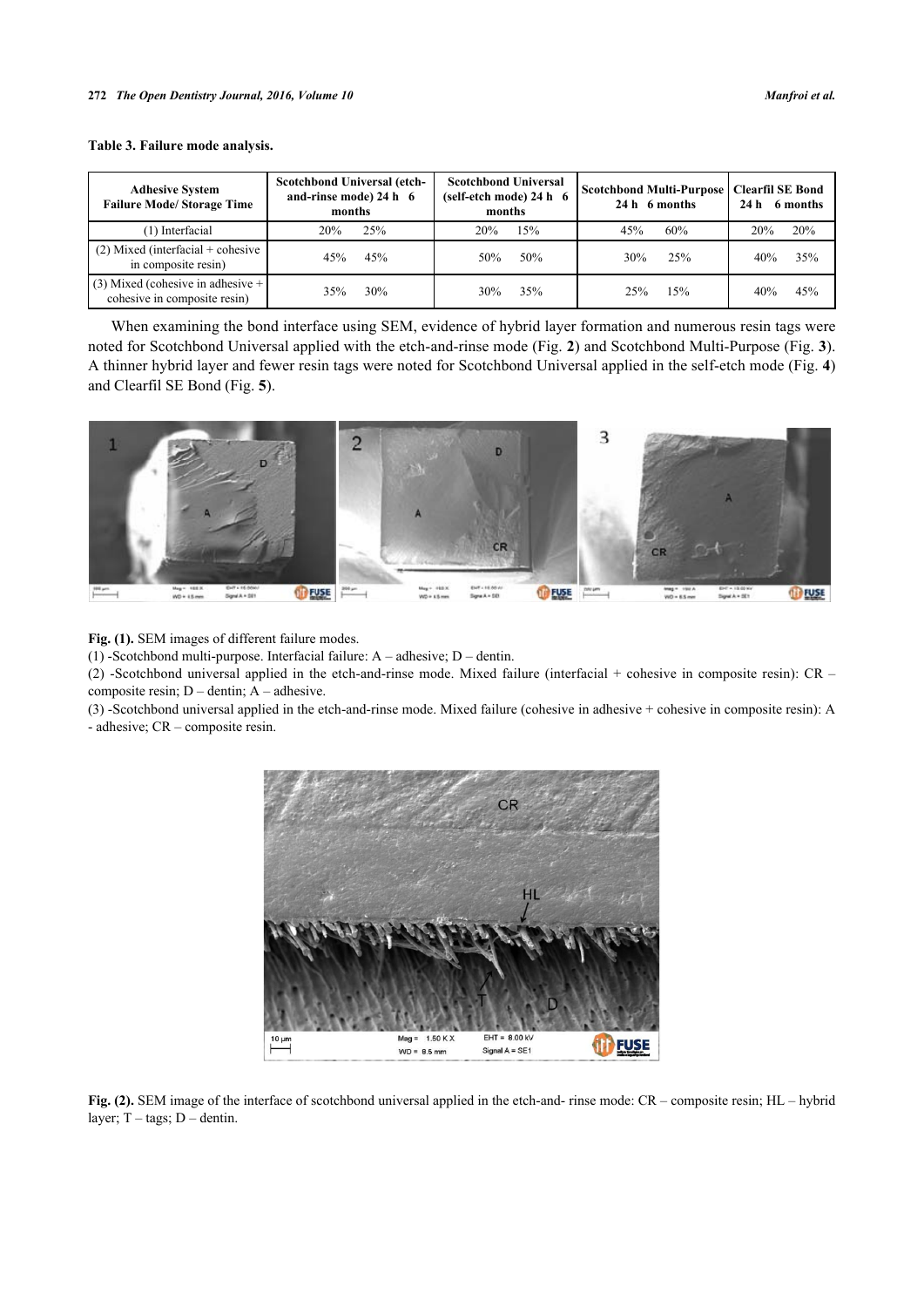**Table 3. Failure mode analysis.**

| Adhesive System<br>Failure Mode/ Storage Time | Scotchbond Universal (etch-and-rinse mode) 24 h | 6 months | Scotchbond Universal (self-etch mode) 24 h | 6 months | Scotchbond Multi-Purpose 24 h | 6 months | Clearfil SE Bond 24 h | 6 months |
|---|---|---|---|---|---|---|---|---|
| (1) Interfacial | 20% | 25% | 20% | 15% | 45% | 60% | 20% | 20% |
| (2) Mixed (interfacial + cohesive in composite resin) | 45% | 45% | 50% | 50% | 30% | 25% | 40% | 35% |
| (3) Mixed (cohesive in adhesive + cohesive in composite resin) | 35% | 30% | 30% | 35% | 25% | 15% | 40% | 45% |

When examining the bond interface using SEM, evidence of hybrid layer formation and numerous resin tags were noted for Scotchbond Universal applied with the etch-and-rinse mode (Fig. **2**) and Scotchbond Multi-Purpose (Fig. **3**). A thinner hybrid layer and fewer resin tags were noted for Scotchbond Universal applied in the self-etch mode (Fig. **4**) and Clearfil SE Bond (Fig. **5**).

**Fig. (1).** SEM images of different failure modes.

(1) -Scotchbond multi-purpose. Interfacial failure: A – adhesive; D – dentin.

(2) -Scotchbond universal applied in the etch-and-rinse mode. Mixed failure (interfacial + cohesive in composite resin): CR – composite resin; D – dentin; A – adhesive.

(3) -Scotchbond universal applied in the etch-and-rinse mode. Mixed failure (cohesive in adhesive + cohesive in composite resin): A - adhesive; CR – composite resin.

**Fig. (2).** SEM image of the interface of scotchbond universal applied in the etch-and- rinse mode: CR – composite resin; HL – hybrid layer; T – tags; D – dentin.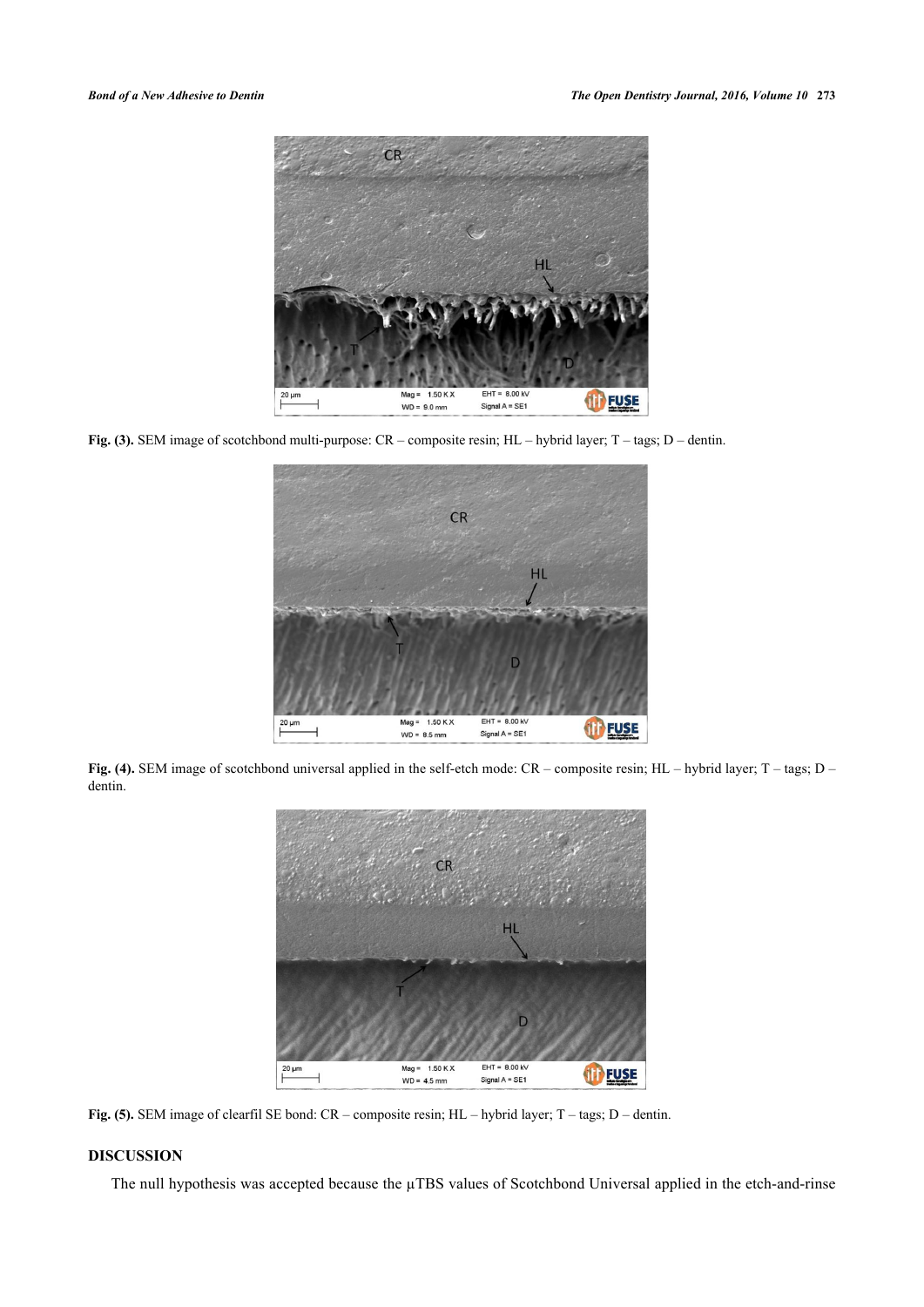**Fig. (3).** SEM image of scotchbond multi-purpose: CR – composite resin; HL – hybrid layer; T – tags; D – dentin.

**Fig. (4).** SEM image of scotchbond universal applied in the self-etch mode: CR – composite resin; HL – hybrid layer; T – tags; D – dentin.

**Fig. (5).** SEM image of clearfil SE bond: CR – composite resin; HL – hybrid layer; T – tags; D – dentin.

## DISCUSSION

The null hypothesis was accepted because the μTBS values of Scotchbond Universal applied in the etch-and-rinse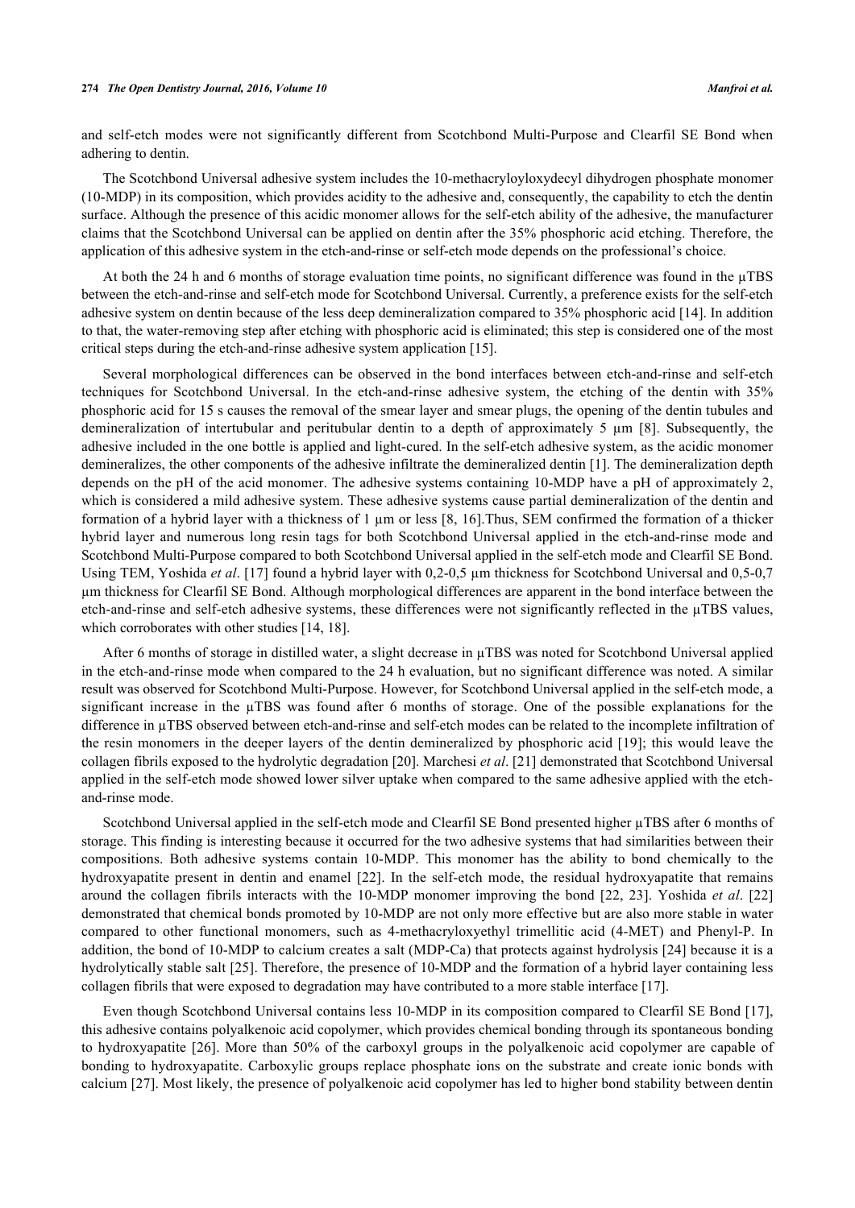and self-etch modes were not significantly different from Scotchbond Multi-Purpose and Clearfil SE Bond when adhering to dentin.

The Scotchbond Universal adhesive system includes the 10-methacryloyloxydecyl dihydrogen phosphate monomer (10-MDP) in its composition, which provides acidity to the adhesive and, consequently, the capability to etch the dentin surface. Although the presence of this acidic monomer allows for the self-etch ability of the adhesive, the manufacturer claims that the Scotchbond Universal can be applied on dentin after the 35% phosphoric acid etching. Therefore, the application of this adhesive system in the etch-and-rinse or self-etch mode depends on the professional's choice.

At both the 24 h and 6 months of storage evaluation time points, no significant difference was found in the µTBS between the etch-and-rinse and self-etch mode for Scotchbond Universal. Currently, a preference exists for the self-etch adhesive system on dentin because of the less deep demineralization compared to 35% phosphoric acid [14]. In addition to that, the water-removing step after etching with phosphoric acid is eliminated; this step is considered one of the most critical steps during the etch-and-rinse adhesive system application [15].

Several morphological differences can be observed in the bond interfaces between etch-and-rinse and self-etch techniques for Scotchbond Universal. In the etch-and-rinse adhesive system, the etching of the dentin with 35% phosphoric acid for 15 s causes the removal of the smear layer and smear plugs, the opening of the dentin tubules and demineralization of intertubular and peritubular dentin to a depth of approximately 5 µm [8]. Subsequently, the adhesive included in the one bottle is applied and light-cured. In the self-etch adhesive system, as the acidic monomer demineralizes, the other components of the adhesive infiltrate the demineralized dentin [1]. The demineralization depth depends on the pH of the acid monomer. The adhesive systems containing 10-MDP have a pH of approximately 2, which is considered a mild adhesive system. These adhesive systems cause partial demineralization of the dentin and formation of a hybrid layer with a thickness of 1 µm or less [8, 16].Thus, SEM confirmed the formation of a thicker hybrid layer and numerous long resin tags for both Scotchbond Universal applied in the etch-and-rinse mode and Scotchbond Multi-Purpose compared to both Scotchbond Universal applied in the self-etch mode and Clearfil SE Bond. Using TEM, Yoshida *et al*. [17] found a hybrid layer with 0,2-0,5 µm thickness for Scotchbond Universal and 0,5-0,7 µm thickness for Clearfil SE Bond. Although morphological differences are apparent in the bond interface between the etch-and-rinse and self-etch adhesive systems, these differences were not significantly reflected in the µTBS values, which corroborates with other studies [14, 18].

After 6 months of storage in distilled water, a slight decrease in µTBS was noted for Scotchbond Universal applied in the etch-and-rinse mode when compared to the 24 h evaluation, but no significant difference was noted. A similar result was observed for Scotchbond Multi-Purpose. However, for Scotchbond Universal applied in the self-etch mode, a significant increase in the µTBS was found after 6 months of storage. One of the possible explanations for the difference in µTBS observed between etch-and-rinse and self-etch modes can be related to the incomplete infiltration of the resin monomers in the deeper layers of the dentin demineralized by phosphoric acid [19]; this would leave the collagen fibrils exposed to the hydrolytic degradation [20]. Marchesi *et al*. [21] demonstrated that Scotchbond Universal applied in the self-etch mode showed lower silver uptake when compared to the same adhesive applied with the etch-and-rinse mode.

Scotchbond Universal applied in the self-etch mode and Clearfil SE Bond presented higher µTBS after 6 months of storage. This finding is interesting because it occurred for the two adhesive systems that had similarities between their compositions. Both adhesive systems contain 10-MDP. This monomer has the ability to bond chemically to the hydroxyapatite present in dentin and enamel [22]. In the self-etch mode, the residual hydroxyapatite that remains around the collagen fibrils interacts with the 10-MDP monomer improving the bond [22, 23]. Yoshida *et al*. [22] demonstrated that chemical bonds promoted by 10-MDP are not only more effective but are also more stable in water compared to other functional monomers, such as 4-methacryloxyethyl trimellitic acid (4-MET) and Phenyl-P. In addition, the bond of 10-MDP to calcium creates a salt (MDP-Ca) that protects against hydrolysis [24] because it is a hydrolytically stable salt [25]. Therefore, the presence of 10-MDP and the formation of a hybrid layer containing less collagen fibrils that were exposed to degradation may have contributed to a more stable interface [17].

Even though Scotchbond Universal contains less 10-MDP in its composition compared to Clearfil SE Bond [17], this adhesive contains polyalkenoic acid copolymer, which provides chemical bonding through its spontaneous bonding to hydroxyapatite [26]. More than 50% of the carboxyl groups in the polyalkenoic acid copolymer are capable of bonding to hydroxyapatite. Carboxylic groups replace phosphate ions on the substrate and create ionic bonds with calcium [27]. Most likely, the presence of polyalkenoic acid copolymer has led to higher bond stability between dentin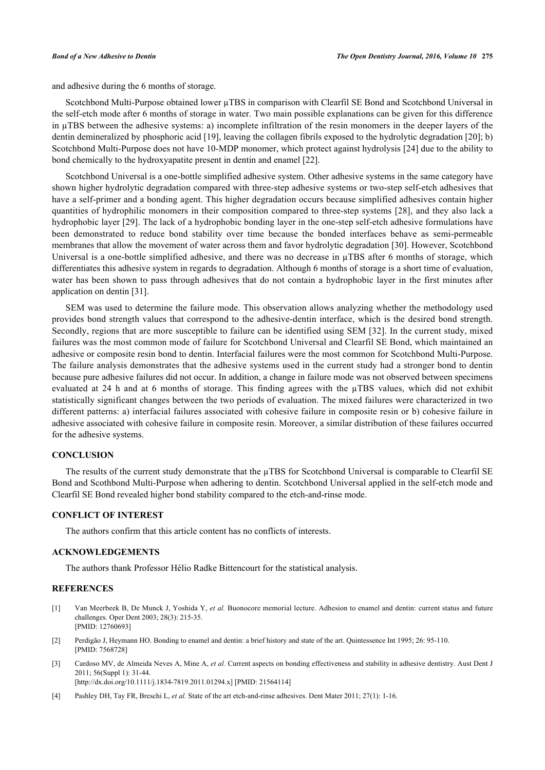and adhesive during the 6 months of storage.

Scotchbond Multi-Purpose obtained lower µTBS in comparison with Clearfil SE Bond and Scotchbond Universal in the self-etch mode after 6 months of storage in water. Two main possible explanations can be given for this difference in µTBS between the adhesive systems: a) incomplete infiltration of the resin monomers in the deeper layers of the dentin demineralized by phosphoric acid [19], leaving the collagen fibrils exposed to the hydrolytic degradation [20]; b) Scotchbond Multi-Purpose does not have 10-MDP monomer, which protect against hydrolysis [24] due to the ability to bond chemically to the hydroxyapatite present in dentin and enamel [22].

Scotchbond Universal is a one-bottle simplified adhesive system. Other adhesive systems in the same category have shown higher hydrolytic degradation compared with three-step adhesive systems or two-step self-etch adhesives that have a self-primer and a bonding agent. This higher degradation occurs because simplified adhesives contain higher quantities of hydrophilic monomers in their composition compared to three-step systems [28], and they also lack a hydrophobic layer [29]. The lack of a hydrophobic bonding layer in the one-step self-etch adhesive formulations have been demonstrated to reduce bond stability over time because the bonded interfaces behave as semi-permeable membranes that allow the movement of water across them and favor hydrolytic degradation [30]. However, Scotchbond Universal is a one-bottle simplified adhesive, and there was no decrease in µTBS after 6 months of storage, which differentiates this adhesive system in regards to degradation. Although 6 months of storage is a short time of evaluation, water has been shown to pass through adhesives that do not contain a hydrophobic layer in the first minutes after application on dentin [31].

SEM was used to determine the failure mode. This observation allows analyzing whether the methodology used provides bond strength values that correspond to the adhesive-dentin interface, which is the desired bond strength. Secondly, regions that are more susceptible to failure can be identified using SEM [32]. In the current study, mixed failures was the most common mode of failure for Scotchbond Universal and Clearfil SE Bond, which maintained an adhesive or composite resin bond to dentin. Interfacial failures were the most common for Scotchbond Multi-Purpose. The failure analysis demonstrates that the adhesive systems used in the current study had a stronger bond to dentin because pure adhesive failures did not occur. In addition, a change in failure mode was not observed between specimens evaluated at 24 h and at 6 months of storage. This finding agrees with the µTBS values, which did not exhibit statistically significant changes between the two periods of evaluation. The mixed failures were characterized in two different patterns: a) interfacial failures associated with cohesive failure in composite resin or b) cohesive failure in adhesive associated with cohesive failure in composite resin. Moreover, a similar distribution of these failures occurred for the adhesive systems.

## CONCLUSION

The results of the current study demonstrate that the µTBS for Scotchbond Universal is comparable to Clearfil SE Bond and Scothbond Multi-Purpose when adhering to dentin. Scotchbond Universal applied in the self-etch mode and Clearfil SE Bond revealed higher bond stability compared to the etch-and-rinse mode.

## CONFLICT OF INTEREST

The authors confirm that this article content has no conflicts of interests.

## ACKNOWLEDGEMENTS

The authors thank Professor Hélio Radke Bittencourt for the statistical analysis.

## REFERENCES

[1] Van Meerbeek B, De Munck J, Yoshida Y, *et al.* Buonocore memorial lecture. Adhesion to enamel and dentin: current status and future challenges. Oper Dent 2003; 28(3): 215-35. [PMID: 12760693]

[2] Perdigão J, Heymann HO. Bonding to enamel and dentin: a brief history and state of the art. Quintessence Int 1995; 26: 95-110. [PMID: 7568728]

[3] Cardoso MV, de Almeida Neves A, Mine A, *et al.* Current aspects on bonding effectiveness and stability in adhesive dentistry. Aust Dent J 2011; 56(Suppl 1): 31-44. [http://dx.doi.org/10.1111/j.1834-7819.2011.01294.x] [PMID: 21564114]

[4] Pashley DH, Tay FR, Breschi L, *et al.* State of the art etch-and-rinse adhesives. Dent Mater 2011; 27(1): 1-16.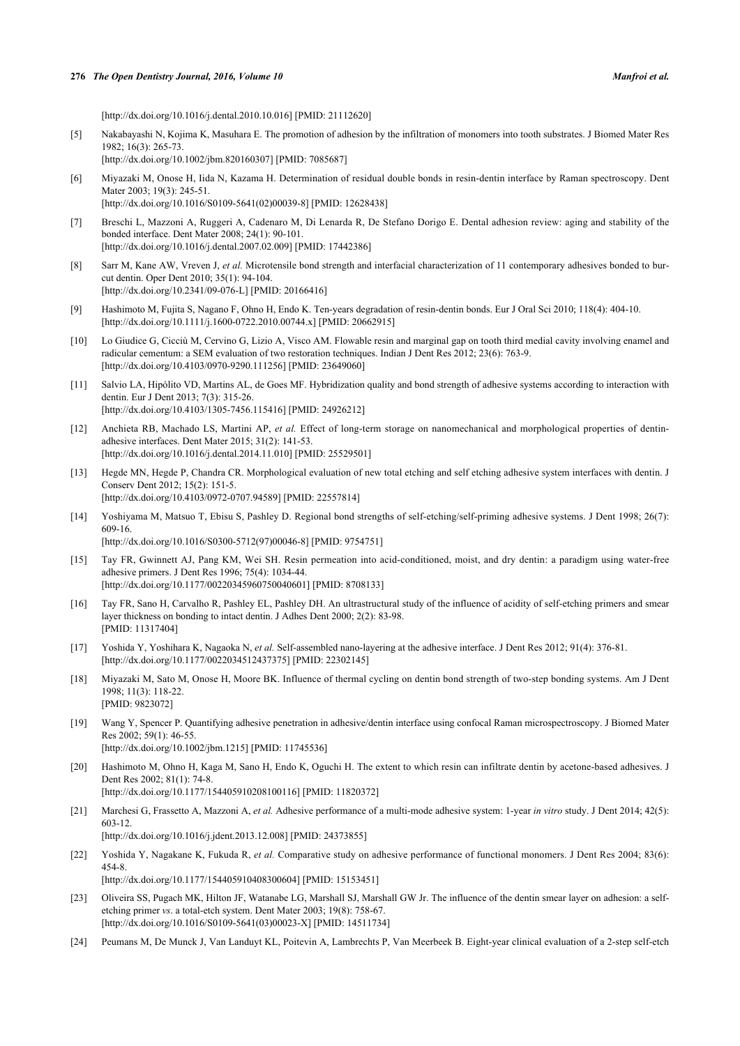[http://dx.doi.org/10.1016/j.dental.2010.10.016] [PMID: 21112620]

[5] Nakabayashi N, Kojima K, Masuhara E. The promotion of adhesion by the infiltration of monomers into tooth substrates. J Biomed Mater Res 1982; 16(3): 265-73.
[http://dx.doi.org/10.1002/jbm.820160307] [PMID: 7085687]

[6] Miyazaki M, Onose H, Iida N, Kazama H. Determination of residual double bonds in resin-dentin interface by Raman spectroscopy. Dent Mater 2003; 19(3): 245-51.
[http://dx.doi.org/10.1016/S0109-5641(02)00039-8] [PMID: 12628438]

[7] Breschi L, Mazzoni A, Ruggeri A, Cadenaro M, Di Lenarda R, De Stefano Dorigo E. Dental adhesion review: aging and stability of the bonded interface. Dent Mater 2008; 24(1): 90-101.
[http://dx.doi.org/10.1016/j.dental.2007.02.009] [PMID: 17442386]

[8] Sarr M, Kane AW, Vreven J, *et al.* Microtensile bond strength and interfacial characterization of 11 contemporary adhesives bonded to bur-cut dentin. Oper Dent 2010; 35(1): 94-104.
[http://dx.doi.org/10.2341/09-076-L] [PMID: 20166416]

[9] Hashimoto M, Fujita S, Nagano F, Ohno H, Endo K. Ten-years degradation of resin-dentin bonds. Eur J Oral Sci 2010; 118(4): 404-10.
[http://dx.doi.org/10.1111/j.1600-0722.2010.00744.x] [PMID: 20662915]

[10] Lo Giudice G, Cicciù M, Cervino G, Lizio A, Visco AM. Flowable resin and marginal gap on tooth third medial cavity involving enamel and radicular cementum: a SEM evaluation of two restoration techniques. Indian J Dent Res 2012; 23(6): 763-9.
[http://dx.doi.org/10.4103/0970-9290.111256] [PMID: 23649060]

[11] Salvio LA, Hipólito VD, Martins AL, de Goes MF. Hybridization quality and bond strength of adhesive systems according to interaction with dentin. Eur J Dent 2013; 7(3): 315-26.
[http://dx.doi.org/10.4103/1305-7456.115416] [PMID: 24926212]

[12] Anchieta RB, Machado LS, Martini AP, *et al.* Effect of long-term storage on nanomechanical and morphological properties of dentin-adhesive interfaces. Dent Mater 2015; 31(2): 141-53.
[http://dx.doi.org/10.1016/j.dental.2014.11.010] [PMID: 25529501]

[13] Hegde MN, Hegde P, Chandra CR. Morphological evaluation of new total etching and self etching adhesive system interfaces with dentin. J Conserv Dent 2012; 15(2): 151-5.
[http://dx.doi.org/10.4103/0972-0707.94589] [PMID: 22557814]

[14] Yoshiyama M, Matsuo T, Ebisu S, Pashley D. Regional bond strengths of self-etching/self-priming adhesive systems. J Dent 1998; 26(7): 609-16.
[http://dx.doi.org/10.1016/S0300-5712(97)00046-8] [PMID: 9754751]

[15] Tay FR, Gwinnett AJ, Pang KM, Wei SH. Resin permeation into acid-conditioned, moist, and dry dentin: a paradigm using water-free adhesive primers. J Dent Res 1996; 75(4): 1034-44.
[http://dx.doi.org/10.1177/00220345960750040601] [PMID: 8708133]

[16] Tay FR, Sano H, Carvalho R, Pashley EL, Pashley DH. An ultrastructural study of the influence of acidity of self-etching primers and smear layer thickness on bonding to intact dentin. J Adhes Dent 2000; 2(2): 83-98.
[PMID: 11317404]

[17] Yoshida Y, Yoshihara K, Nagaoka N, *et al.* Self-assembled nano-layering at the adhesive interface. J Dent Res 2012; 91(4): 376-81.
[http://dx.doi.org/10.1177/0022034512437375] [PMID: 22302145]

[18] Miyazaki M, Sato M, Onose H, Moore BK. Influence of thermal cycling on dentin bond strength of two-step bonding systems. Am J Dent 1998; 11(3): 118-22.
[PMID: 9823072]

[19] Wang Y, Spencer P. Quantifying adhesive penetration in adhesive/dentin interface using confocal Raman microspectroscopy. J Biomed Mater Res 2002; 59(1): 46-55.
[http://dx.doi.org/10.1002/jbm.1215] [PMID: 11745536]

[20] Hashimoto M, Ohno H, Kaga M, Sano H, Endo K, Oguchi H. The extent to which resin can infiltrate dentin by acetone-based adhesives. J Dent Res 2002; 81(1): 74-8.
[http://dx.doi.org/10.1177/154405910208100116] [PMID: 11820372]

[21] Marchesi G, Frassetto A, Mazzoni A, *et al.* Adhesive performance of a multi-mode adhesive system: 1-year *in vitro* study. J Dent 2014; 42(5): 603-12.
[http://dx.doi.org/10.1016/j.jdent.2013.12.008] [PMID: 24373855]

[22] Yoshida Y, Nagakane K, Fukuda R, *et al.* Comparative study on adhesive performance of functional monomers. J Dent Res 2004; 83(6): 454-8.
[http://dx.doi.org/10.1177/154405910408300604] [PMID: 15153451]

[23] Oliveira SS, Pugach MK, Hilton JF, Watanabe LG, Marshall SJ, Marshall GW Jr. The influence of the dentin smear layer on adhesion: a self-etching primer *vs*. a total-etch system. Dent Mater 2003; 19(8): 758-67.
[http://dx.doi.org/10.1016/S0109-5641(03)00023-X] [PMID: 14511734]

[24] Peumans M, De Munck J, Van Landuyt KL, Poitevin A, Lambrechts P, Van Meerbeek B. Eight-year clinical evaluation of a 2-step self-etch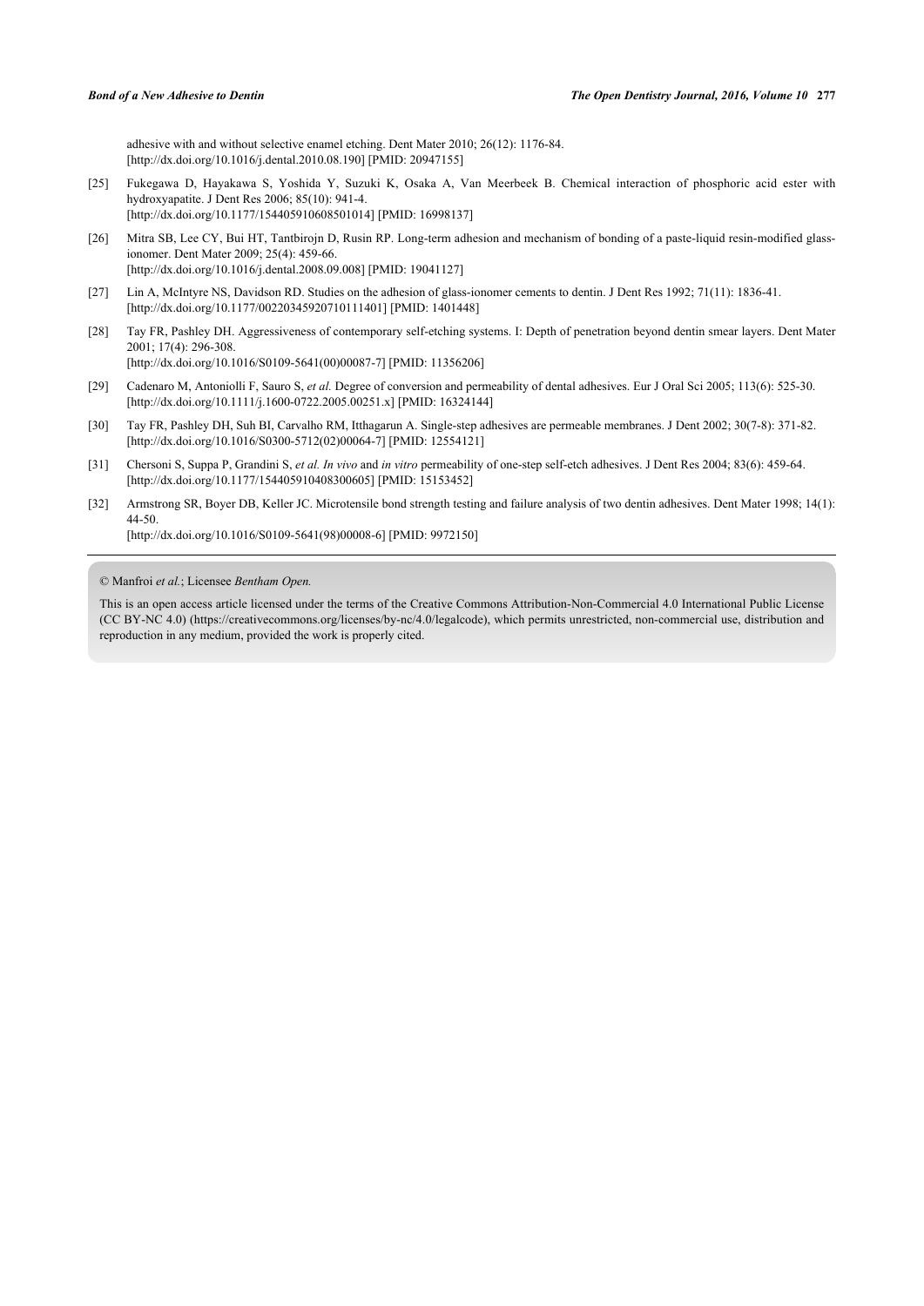adhesive with and without selective enamel etching. Dent Mater 2010; 26(12): 1176-84.
[http://dx.doi.org/10.1016/j.dental.2010.08.190] [PMID: 20947155]

[25] Fukegawa D, Hayakawa S, Yoshida Y, Suzuki K, Osaka A, Van Meerbeek B. Chemical interaction of phosphoric acid ester with hydroxyapatite. J Dent Res 2006; 85(10): 941-4.
[http://dx.doi.org/10.1177/154405910608501014] [PMID: 16998137]

[26] Mitra SB, Lee CY, Bui HT, Tantbirojn D, Rusin RP. Long-term adhesion and mechanism of bonding of a paste-liquid resin-modified glass-ionomer. Dent Mater 2009; 25(4): 459-66.
[http://dx.doi.org/10.1016/j.dental.2008.09.008] [PMID: 19041127]

[27] Lin A, McIntyre NS, Davidson RD. Studies on the adhesion of glass-ionomer cements to dentin. J Dent Res 1992; 71(11): 1836-41.
[http://dx.doi.org/10.1177/00220345920710111401] [PMID: 1401448]

[28] Tay FR, Pashley DH. Aggressiveness of contemporary self-etching systems. I: Depth of penetration beyond dentin smear layers. Dent Mater 2001; 17(4): 296-308.
[http://dx.doi.org/10.1016/S0109-5641(00)00087-7] [PMID: 11356206]

[29] Cadenaro M, Antoniolli F, Sauro S, *et al.* Degree of conversion and permeability of dental adhesives. Eur J Oral Sci 2005; 113(6): 525-30.
[http://dx.doi.org/10.1111/j.1600-0722.2005.00251.x] [PMID: 16324144]

[30] Tay FR, Pashley DH, Suh BI, Carvalho RM, Itthagarun A. Single-step adhesives are permeable membranes. J Dent 2002; 30(7-8): 371-82.
[http://dx.doi.org/10.1016/S0300-5712(02)00064-7] [PMID: 12554121]

[31] Chersoni S, Suppa P, Grandini S, *et al. In vivo* and *in vitro* permeability of one-step self-etch adhesives. J Dent Res 2004; 83(6): 459-64.
[http://dx.doi.org/10.1177/154405910408300605] [PMID: 15153452]

[32] Armstrong SR, Boyer DB, Keller JC. Microtensile bond strength testing and failure analysis of two dentin adhesives. Dent Mater 1998; 14(1): 44-50.
[http://dx.doi.org/10.1016/S0109-5641(98)00008-6] [PMID: 9972150]

---

© Manfroi *et al.*; Licensee *Bentham Open.*

This is an open access article licensed under the terms of the Creative Commons Attribution-Non-Commercial 4.0 International Public License (CC BY-NC 4.0) (https://creativecommons.org/licenses/by-nc/4.0/legalcode), which permits unrestricted, non-commercial use, distribution and reproduction in any medium, provided the work is properly cited.